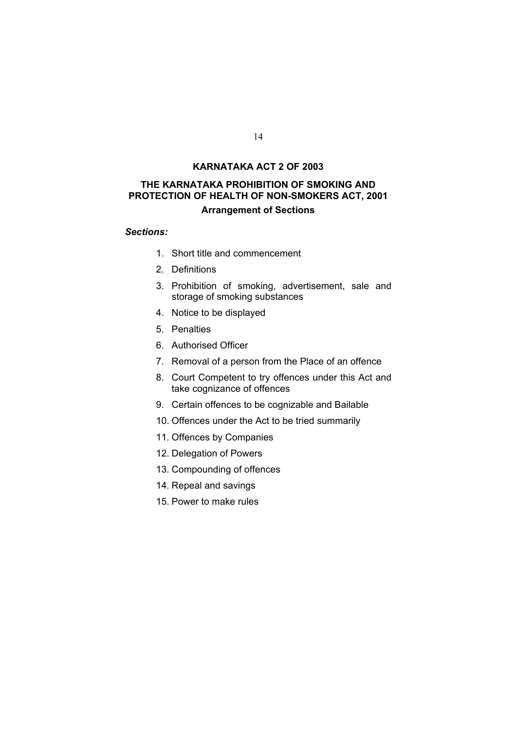# KARNATAKA ACT 2 OF 2003

## THE KARNATAKA PROHIBITION OF SMOKING AND PROTECTION OF HEALTH OF NON-SMOKERS ACT, 2001

### Arrangement of Sections

***Sections:***

1. Short title and commencement
2. Definitions
3. Prohibition of smoking, advertisement, sale and storage of smoking substances
4. Notice to be displayed
5. Penalties
6. Authorised Officer
7. Removal of a person from the Place of an offence
8. Court Competent to try offences under this Act and take cognizance of offences
9. Certain offences to be cognizable and Bailable
10. Offences under the Act to be tried summarily
11. Offences by Companies
12. Delegation of Powers
13. Compounding of offences
14. Repeal and savings
15. Power to make rules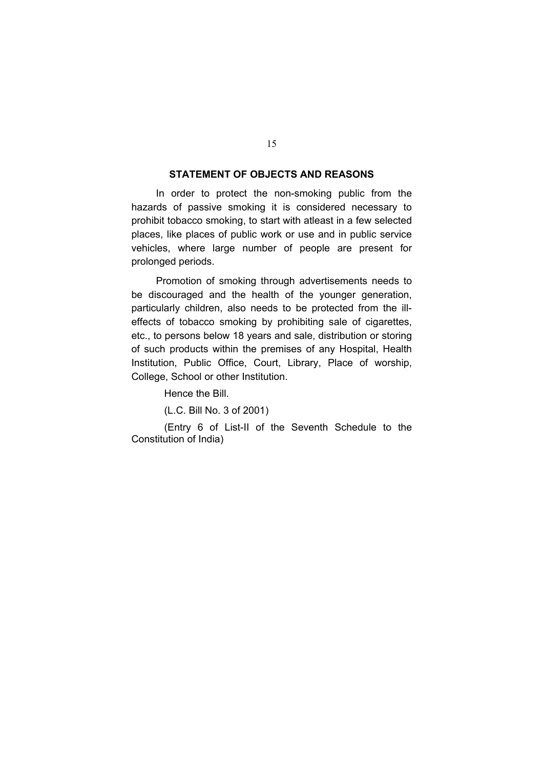## STATEMENT OF OBJECTS AND REASONS

In order to protect the non-smoking public from the hazards of passive smoking it is considered necessary to prohibit tobacco smoking, to start with atleast in a few selected places, like places of public work or use and in public service vehicles, where large number of people are present for prolonged periods.

Promotion of smoking through advertisements needs to be discouraged and the health of the younger generation, particularly children, also needs to be protected from the ill-effects of tobacco smoking by prohibiting sale of cigarettes, etc., to persons below 18 years and sale, distribution or storing of such products within the premises of any Hospital, Health Institution, Public Office, Court, Library, Place of worship, College, School or other Institution.

Hence the Bill.

(L.C. Bill No. 3 of 2001)

(Entry 6 of List-II of the Seventh Schedule to the Constitution of India)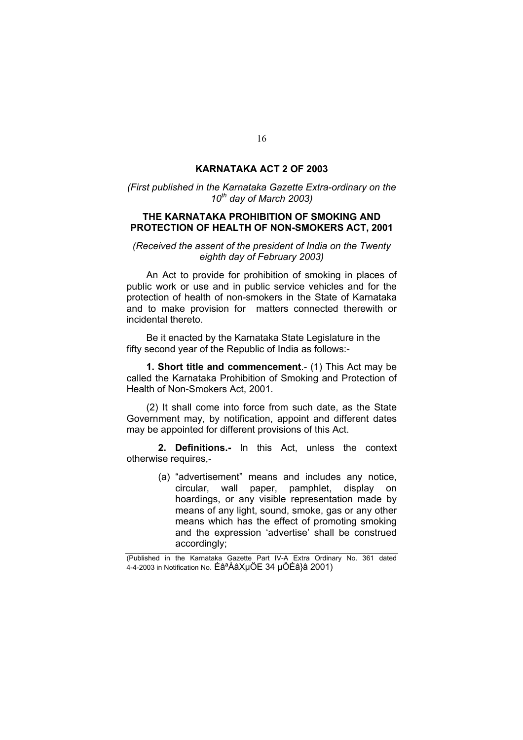# KARNATAKA ACT 2 OF 2003

*(First published in the Karnataka Gazette Extra-ordinary on the 10th day of March 2003)*

## THE KARNATAKA PROHIBITION OF SMOKING AND PROTECTION OF HEALTH OF NON-SMOKERS ACT, 2001

*(Received the assent of the president of India on the Twenty eighth day of February 2003)*

An Act to provide for prohibition of smoking in places of public work or use and in public service vehicles and for the protection of health of non-smokers in the State of Karnataka and to make provision for matters connected therewith or incidental thereto.

Be it enacted by the Karnataka State Legislature in the fifty second year of the Republic of India as follows:-

**1. Short title and commencement**.- (1) This Act may be called the Karnataka Prohibition of Smoking and Protection of Health of Non-Smokers Act, 2001.

(2) It shall come into force from such date, as the State Government may, by notification, appoint and different dates may be appointed for different provisions of this Act.

**2. Definitions.-** In this Act, unless the context otherwise requires,-

(a) "advertisement" means and includes any notice, circular, wall paper, pamphlet, display on hoardings, or any visible representation made by means of any light, sound, smoke, gas or any other means which has the effect of promoting smoking and the expression 'advertise' shall be construed accordingly;

---

(Published in the Karnataka Gazette Part IV-A Extra Ordinary No. 361 dated 4-4-2003 in Notification No. ÉâªÀâXµÖE 34 µÖÉâ}â 2001)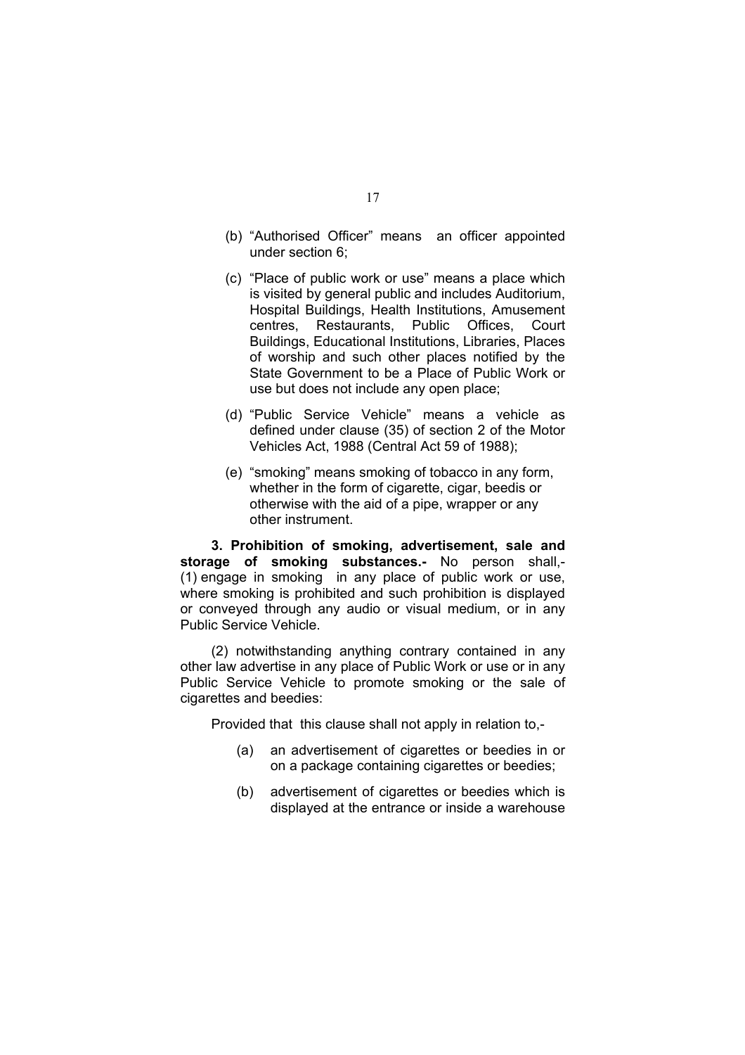(b) "Authorised Officer" means an officer appointed under section 6;

(c) "Place of public work or use" means a place which is visited by general public and includes Auditorium, Hospital Buildings, Health Institutions, Amusement centres, Restaurants, Public Offices, Court Buildings, Educational Institutions, Libraries, Places of worship and such other places notified by the State Government to be a Place of Public Work or use but does not include any open place;

(d) "Public Service Vehicle" means a vehicle as defined under clause (35) of section 2 of the Motor Vehicles Act, 1988 (Central Act 59 of 1988);

(e) "smoking" means smoking of tobacco in any form, whether in the form of cigarette, cigar, beedis or otherwise with the aid of a pipe, wrapper or any other instrument.

**3. Prohibition of smoking, advertisement, sale and storage of smoking substances.-** No person shall,- (1) engage in smoking in any place of public work or use, where smoking is prohibited and such prohibition is displayed or conveyed through any audio or visual medium, or in any Public Service Vehicle.

(2) notwithstanding anything contrary contained in any other law advertise in any place of Public Work or use or in any Public Service Vehicle to promote smoking or the sale of cigarettes and beedies:

Provided that this clause shall not apply in relation to,-

(a) an advertisement of cigarettes or beedies in or on a package containing cigarettes or beedies;

(b) advertisement of cigarettes or beedies which is displayed at the entrance or inside a warehouse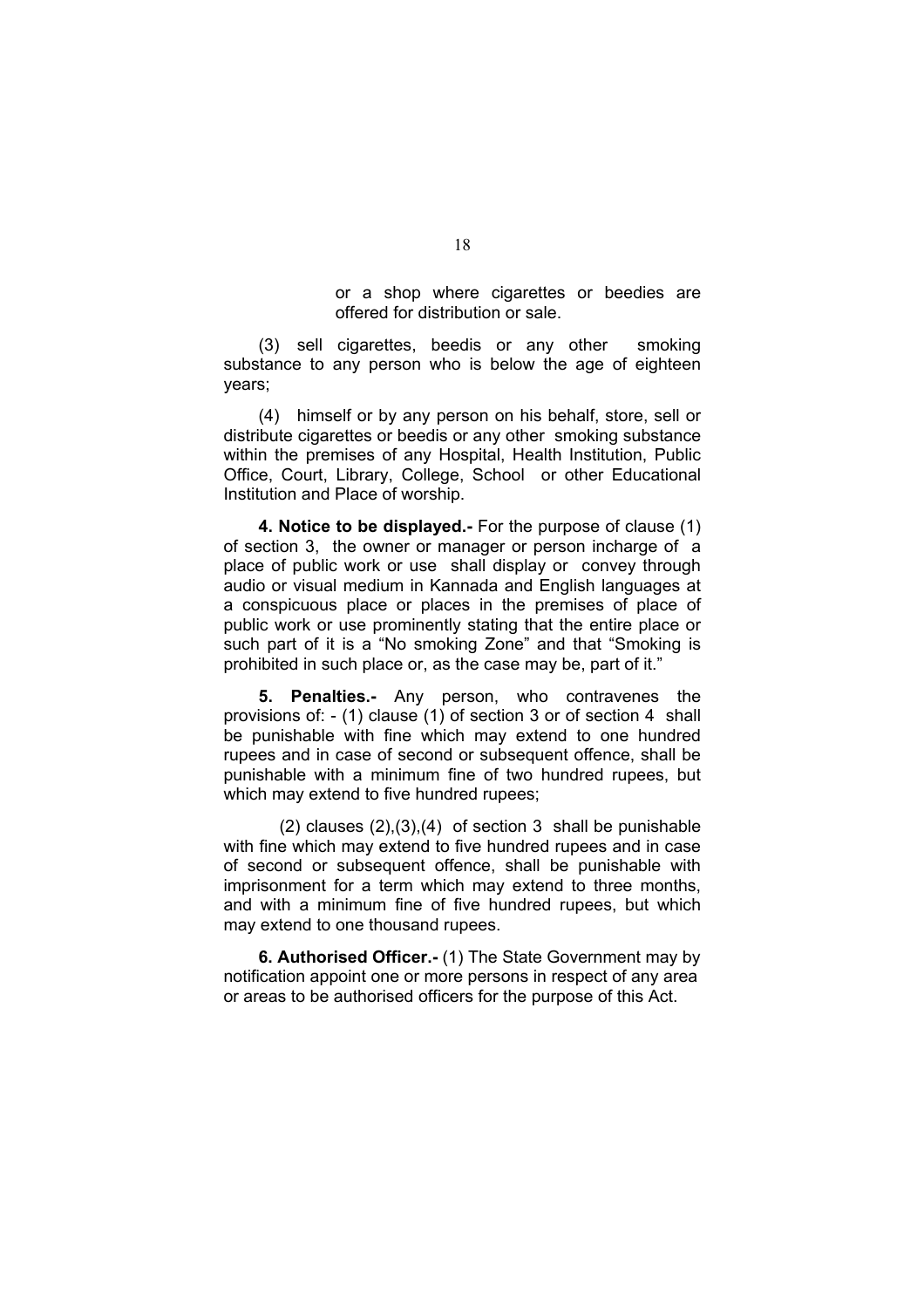or a shop where cigarettes or beedies are offered for distribution or sale.

(3) sell cigarettes, beedis or any other smoking substance to any person who is below the age of eighteen years;

(4) himself or by any person on his behalf, store, sell or distribute cigarettes or beedis or any other smoking substance within the premises of any Hospital, Health Institution, Public Office, Court, Library, College, School or other Educational Institution and Place of worship.

**4. Notice to be displayed.-** For the purpose of clause (1) of section 3, the owner or manager or person incharge of a place of public work or use shall display or convey through audio or visual medium in Kannada and English languages at a conspicuous place or places in the premises of place of public work or use prominently stating that the entire place or such part of it is a "No smoking Zone" and that "Smoking is prohibited in such place or, as the case may be, part of it."

**5. Penalties.-** Any person, who contravenes the provisions of: - (1) clause (1) of section 3 or of section 4 shall be punishable with fine which may extend to one hundred rupees and in case of second or subsequent offence, shall be punishable with a minimum fine of two hundred rupees, but which may extend to five hundred rupees;

(2) clauses (2),(3),(4) of section 3 shall be punishable with fine which may extend to five hundred rupees and in case of second or subsequent offence, shall be punishable with imprisonment for a term which may extend to three months, and with a minimum fine of five hundred rupees, but which may extend to one thousand rupees.

**6. Authorised Officer.-** (1) The State Government may by notification appoint one or more persons in respect of any area or areas to be authorised officers for the purpose of this Act.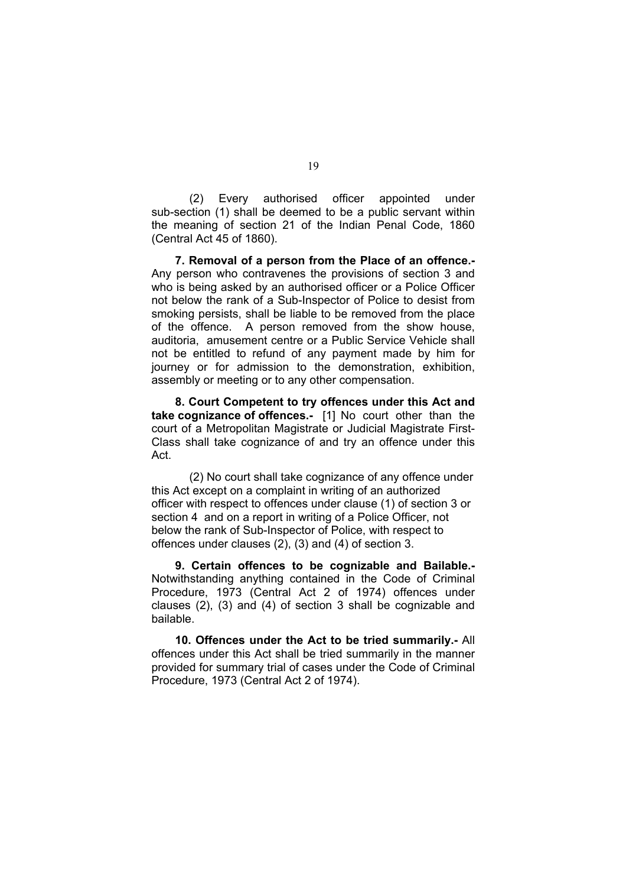(2) Every authorised officer appointed under sub-section (1) shall be deemed to be a public servant within the meaning of section 21 of the Indian Penal Code, 1860 (Central Act 45 of 1860).

**7. Removal of a person from the Place of an offence.-** Any person who contravenes the provisions of section 3 and who is being asked by an authorised officer or a Police Officer not below the rank of a Sub-Inspector of Police to desist from smoking persists, shall be liable to be removed from the place of the offence. A person removed from the show house, auditoria, amusement centre or a Public Service Vehicle shall not be entitled to refund of any payment made by him for journey or for admission to the demonstration, exhibition, assembly or meeting or to any other compensation.

**8. Court Competent to try offences under this Act and take cognizance of offences.-** [1] No court other than the court of a Metropolitan Magistrate or Judicial Magistrate First-Class shall take cognizance of and try an offence under this Act.

(2) No court shall take cognizance of any offence under this Act except on a complaint in writing of an authorized officer with respect to offences under clause (1) of section 3 or section 4 and on a report in writing of a Police Officer, not below the rank of Sub-Inspector of Police, with respect to offences under clauses (2), (3) and (4) of section 3.

**9. Certain offences to be cognizable and Bailable.-** Notwithstanding anything contained in the Code of Criminal Procedure, 1973 (Central Act 2 of 1974) offences under clauses (2), (3) and (4) of section 3 shall be cognizable and bailable.

**10. Offences under the Act to be tried summarily.-** All offences under this Act shall be tried summarily in the manner provided for summary trial of cases under the Code of Criminal Procedure, 1973 (Central Act 2 of 1974).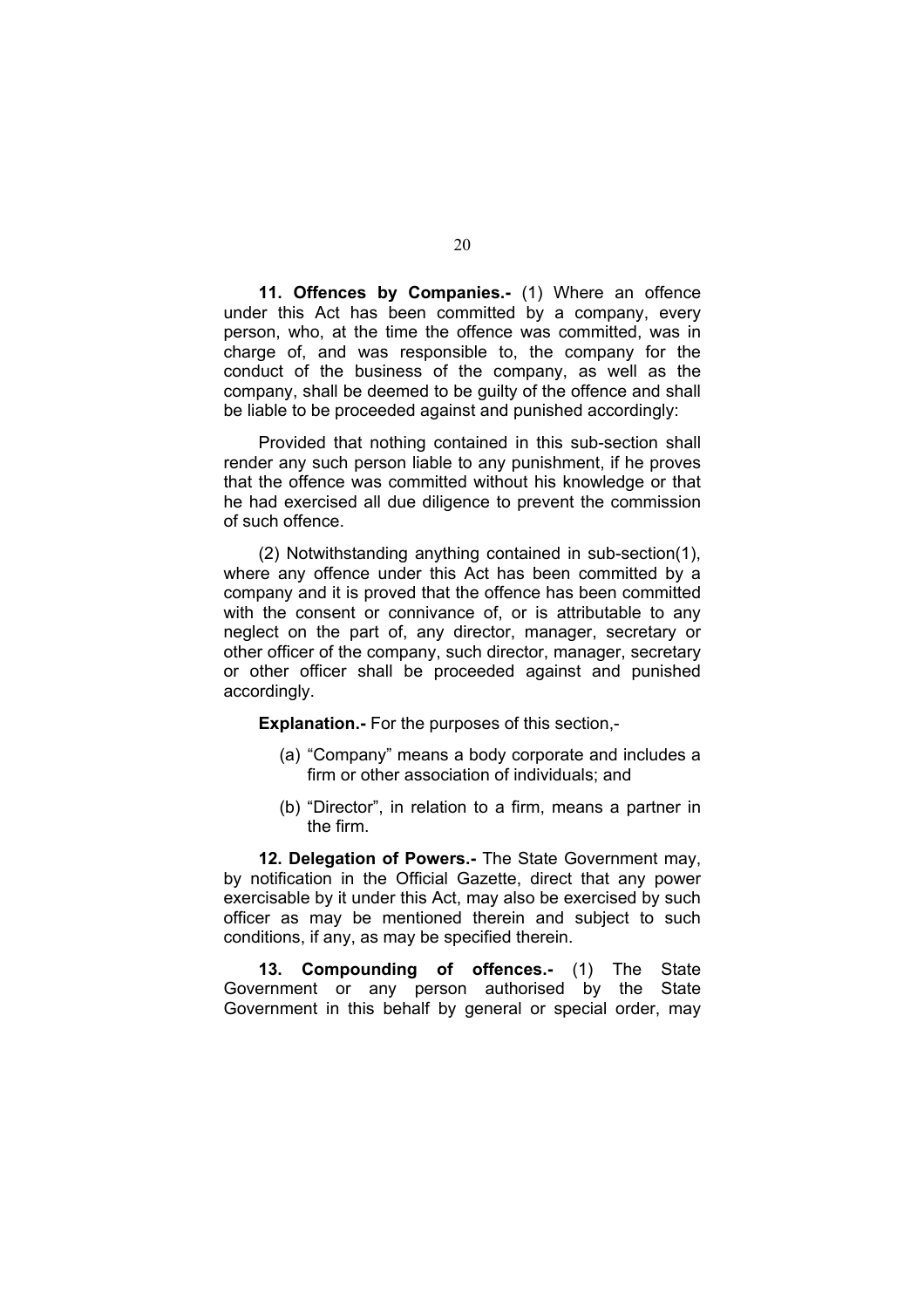**11. Offences by Companies.-** (1) Where an offence under this Act has been committed by a company, every person, who, at the time the offence was committed, was in charge of, and was responsible to, the company for the conduct of the business of the company, as well as the company, shall be deemed to be guilty of the offence and shall be liable to be proceeded against and punished accordingly:

Provided that nothing contained in this sub-section shall render any such person liable to any punishment, if he proves that the offence was committed without his knowledge or that he had exercised all due diligence to prevent the commission of such offence.

(2) Notwithstanding anything contained in sub-section(1), where any offence under this Act has been committed by a company and it is proved that the offence has been committed with the consent or connivance of, or is attributable to any neglect on the part of, any director, manager, secretary or other officer of the company, such director, manager, secretary or other officer shall be proceeded against and punished accordingly.

**Explanation.-** For the purposes of this section,-

(a) "Company" means a body corporate and includes a firm or other association of individuals; and

(b) "Director", in relation to a firm, means a partner in the firm.

**12. Delegation of Powers.-** The State Government may, by notification in the Official Gazette, direct that any power exercisable by it under this Act, may also be exercised by such officer as may be mentioned therein and subject to such conditions, if any, as may be specified therein.

**13. Compounding of offences.-** (1) The State Government or any person authorised by the State Government in this behalf by general or special order, may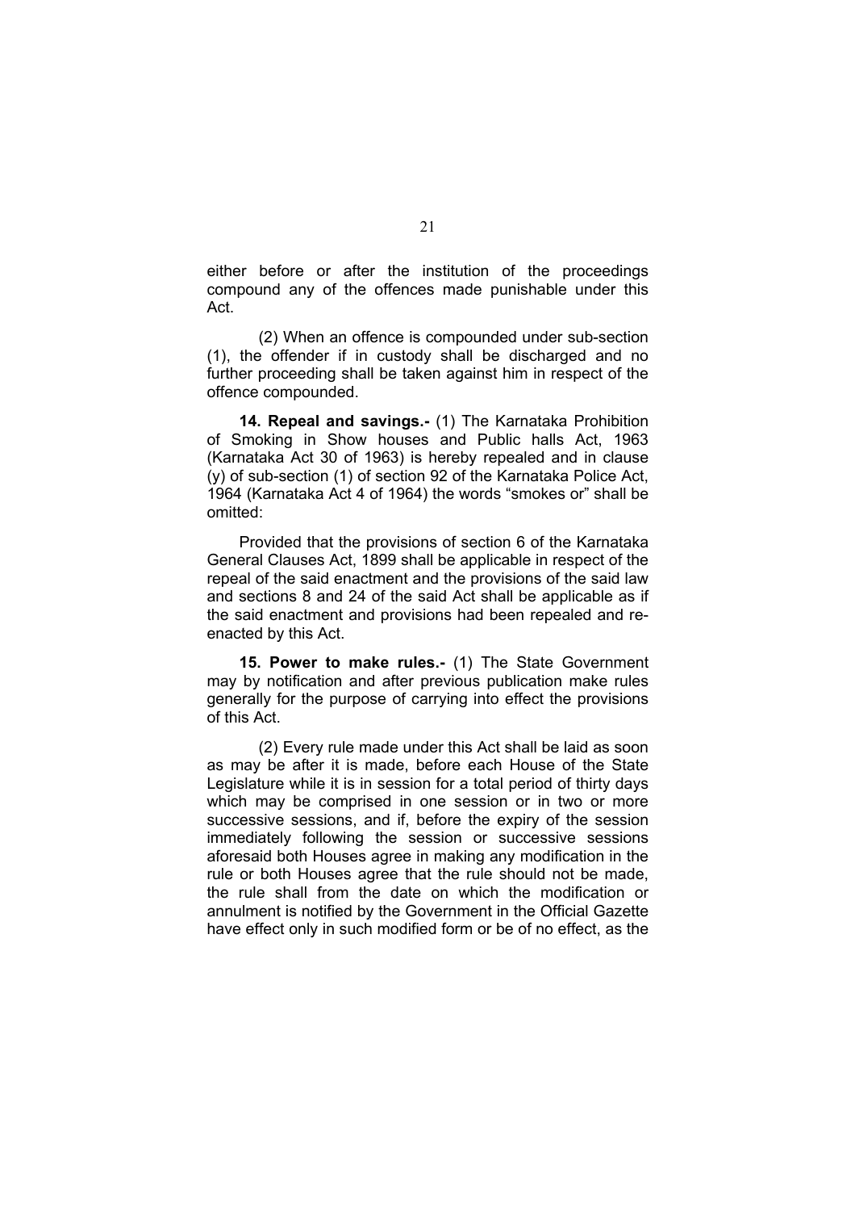either before or after the institution of the proceedings compound any of the offences made punishable under this Act.

(2) When an offence is compounded under sub-section (1), the offender if in custody shall be discharged and no further proceeding shall be taken against him in respect of the offence compounded.

**14. Repeal and savings.-** (1) The Karnataka Prohibition of Smoking in Show houses and Public halls Act, 1963 (Karnataka Act 30 of 1963) is hereby repealed and in clause (y) of sub-section (1) of section 92 of the Karnataka Police Act, 1964 (Karnataka Act 4 of 1964) the words “smokes or” shall be omitted:

Provided that the provisions of section 6 of the Karnataka General Clauses Act, 1899 shall be applicable in respect of the repeal of the said enactment and the provisions of the said law and sections 8 and 24 of the said Act shall be applicable as if the said enactment and provisions had been repealed and re-enacted by this Act.

**15. Power to make rules.-** (1) The State Government may by notification and after previous publication make rules generally for the purpose of carrying into effect the provisions of this Act.

(2) Every rule made under this Act shall be laid as soon as may be after it is made, before each House of the State Legislature while it is in session for a total period of thirty days which may be comprised in one session or in two or more successive sessions, and if, before the expiry of the session immediately following the session or successive sessions aforesaid both Houses agree in making any modification in the rule or both Houses agree that the rule should not be made, the rule shall from the date on which the modification or annulment is notified by the Government in the Official Gazette have effect only in such modified form or be of no effect, as the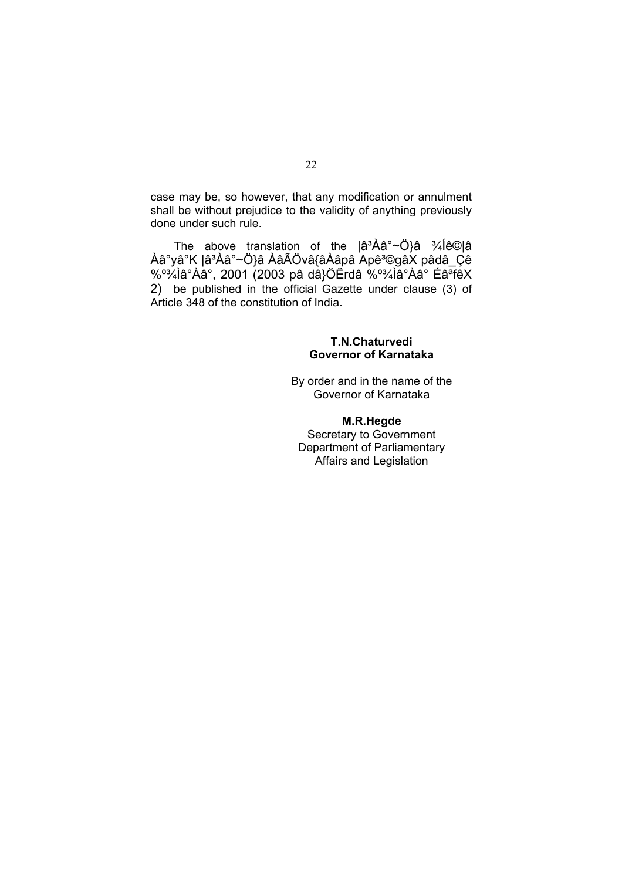case may be, so however, that any modification or annulment shall be without prejudice to the validity of anything previously done under such rule.

The above translation of the |â³Àâ°~Ö}â ¾Íê©|â Àâ°yâ°K |â³Àâ°~Ö}â ÀâÃÖvâ{âÀâpâ Apê³©gâX pâdâ_Çê %º¾Ìâ°Àâ°, 2001 (2003 pâ dâ}ÖËrdâ %º¾Ìâ°Àâ° ÉâªfêX 2) be published in the official Gazette under clause (3) of Article 348 of the constitution of India.

**T.N.Chaturvedi**
**Governor of Karnataka**

By order and in the name of the
Governor of Karnataka

**M.R.Hegde**
Secretary to Government
Department of Parliamentary
Affairs and Legislation